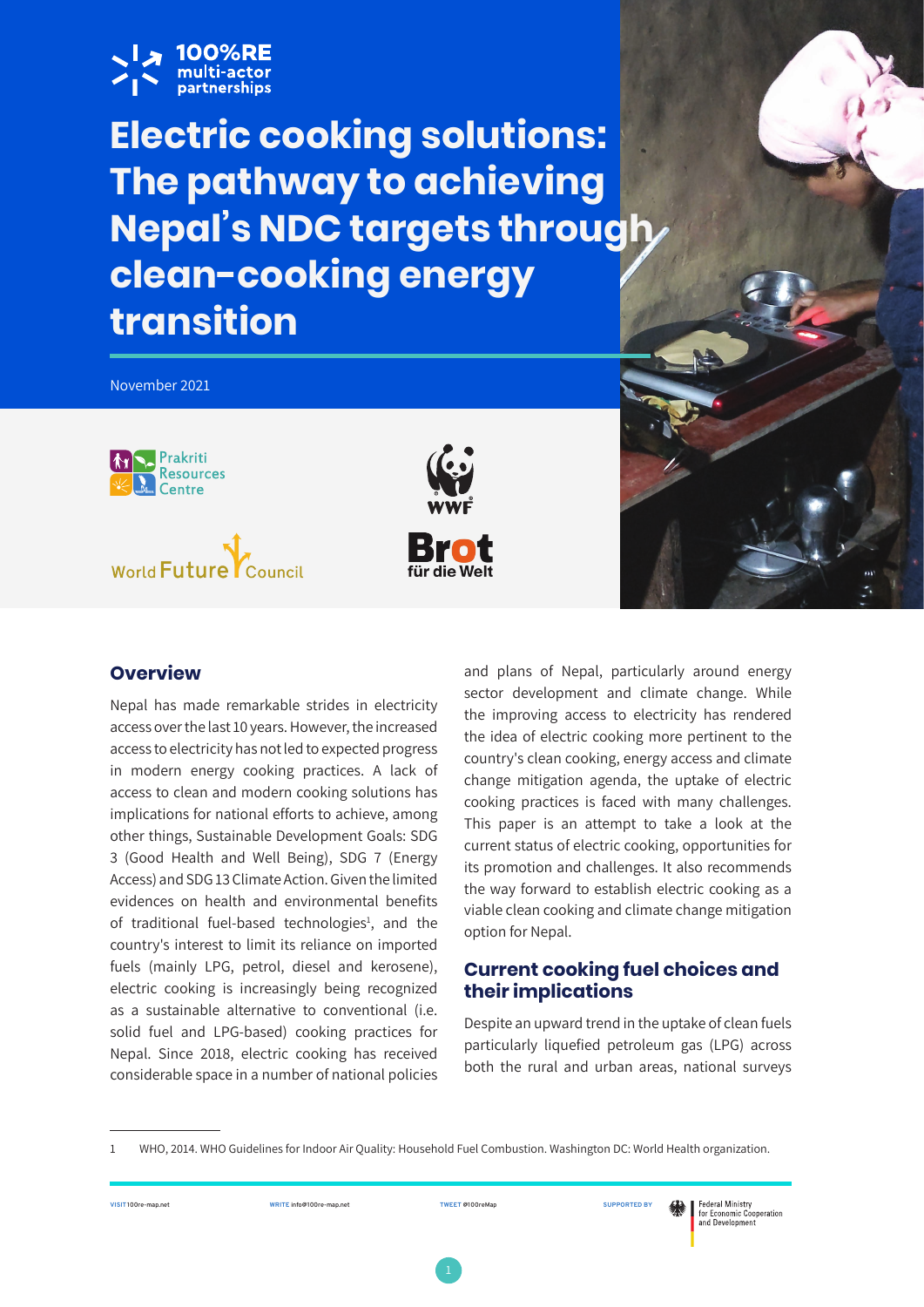# Electric cooking solutions: The pathway to achieving Nepal's NDC targets through clean-cooking energy transition

November 2021

## Overview

Nepal has made remarkable strides in electricity access over the last 10 years. However, the increased access to electricity has not led to expected progress in modern energy cooking practices. A lack of access to clean and modern cooking solutions has implications for national efforts to achieve, among other things, Sustainable Development Goals: SDG 3 (Good Health and Well Being), SDG 7 (Energy Access) and SDG 13 Climate Action. Given the limited evidences on health and environmental benefits of traditional fuel-based technologies[1], and the country's interest to limit its reliance on imported fuels (mainly LPG, petrol, diesel and kerosene), electric cooking is increasingly being recognized as a sustainable alternative to conventional (i.e. solid fuel and LPG-based) cooking practices for Nepal. Since 2018, electric cooking has received considerable space in a number of national policies and plans of Nepal, particularly around energy sector development and climate change. While the improving access to electricity has rendered the idea of electric cooking more pertinent to the country's clean cooking, energy access and climate change mitigation agenda, the uptake of electric cooking practices is faced with many challenges. This paper is an attempt to take a look at the current status of electric cooking, opportunities for its promotion and challenges. It also recommends the way forward to establish electric cooking as a viable clean cooking and climate change mitigation option for Nepal.

## Current cooking fuel choices and their implications

Despite an upward trend in the uptake of clean fuels particularly liquefied petroleum gas (LPG) across both the rural and urban areas, national surveys

1 WHO, 2014. WHO Guidelines for Indoor Air Quality: Household Fuel Combustion. Washington DC: World Health organization.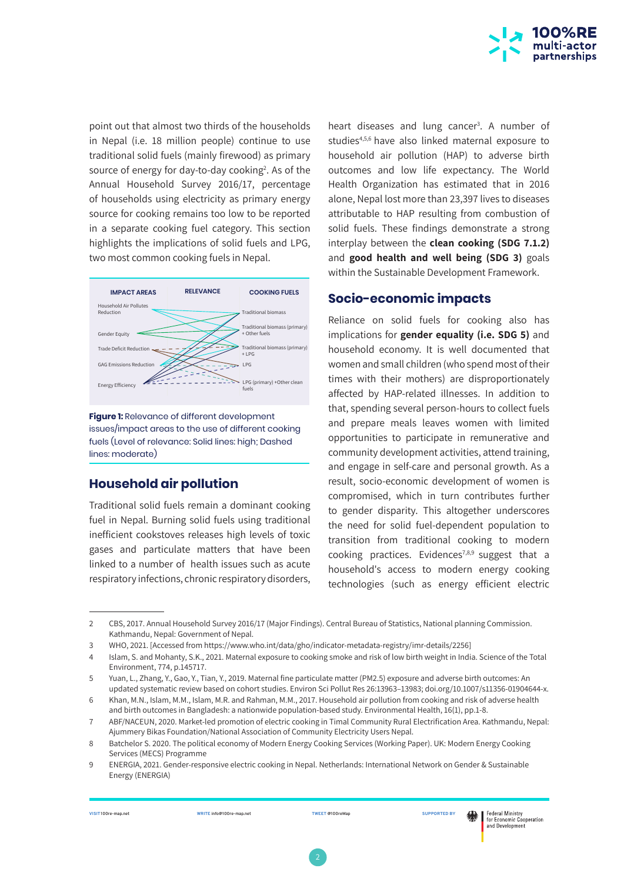point out that almost two thirds of the households in Nepal (i.e. 18 million people) continue to use traditional solid fuels (mainly firewood) as primary source of energy for day-to-day cooking[2]. As of the Annual Household Survey 2016/17, percentage of households using electricity as primary energy source for cooking remains too low to be reported in a separate cooking fuel category. This section highlights the implications of solid fuels and LPG, two most common cooking fuels in Nepal.

| IMPACT AREAS | RELEVANCE | COOKING FUELS |
|---|---|---|
| Household Air Pollutes Reduction | | Traditional biomass |
| Gender Equity | | Traditional biomass (primary) + Other fuels |
| Trade Deficit Reduction | | Traditional biomass (primary) + LPG |
| GAG Emissions Reduction | | LPG |
| Energy Efficiency | | LPG (primary) +Other clean fuels |

**Figure 1:** Relevance of different development issues/impact areas to the use of different cooking fuels (Level of relevance: Solid lines: high; Dashed lines: moderate)

## Household air pollution

Traditional solid fuels remain a dominant cooking fuel in Nepal. Burning solid fuels using traditional inefficient cookstoves releases high levels of toxic gases and particulate matters that have been linked to a number of health issues such as acute respiratory infections, chronic respiratory disorders, heart diseases and lung cancer[3]. A number of studies[4,5,6] have also linked maternal exposure to household air pollution (HAP) to adverse birth outcomes and low life expectancy. The World Health Organization has estimated that in 2016 alone, Nepal lost more than 23,397 lives to diseases attributable to HAP resulting from combustion of solid fuels. These findings demonstrate a strong interplay between the **clean cooking (SDG 7.1.2)** and **good health and well being (SDG 3)** goals within the Sustainable Development Framework.

## Socio-economic impacts

Reliance on solid fuels for cooking also has implications for **gender equality (i.e. SDG 5)** and household economy. It is well documented that women and small children (who spend most of their times with their mothers) are disproportionately affected by HAP-related illnesses. In addition to that, spending several person-hours to collect fuels and prepare meals leaves women with limited opportunities to participate in remunerative and community development activities, attend training, and engage in self-care and personal growth. As a result, socio-economic development of women is compromised, which in turn contributes further to gender disparity. This altogether underscores the need for solid fuel-dependent population to transition from traditional cooking to modern cooking practices. Evidences[7,8,9] suggest that a household's access to modern energy cooking technologies (such as energy efficient electric

---

2 CBS, 2017. Annual Household Survey 2016/17 (Major Findings). Central Bureau of Statistics, National planning Commission. Kathmandu, Nepal: Government of Nepal.

3 WHO, 2021. [Accessed from https://www.who.int/data/gho/indicator-metadata-registry/imr-details/2256]

4 Islam, S. and Mohanty, S.K., 2021. Maternal exposure to cooking smoke and risk of low birth weight in India. Science of the Total Environment, 774, p.145717.

5 Yuan, L., Zhang, Y., Gao, Y., Tian, Y., 2019. Maternal fine particulate matter (PM2.5) exposure and adverse birth outcomes: An updated systematic review based on cohort studies. Environ Sci Pollut Res 26:13963–13983; doi.org/10.1007/s11356-01904644-x.

6 Khan, M.N., Islam, M.M., Islam, M.R. and Rahman, M.M., 2017. Household air pollution from cooking and risk of adverse health and birth outcomes in Bangladesh: a nationwide population-based study. Environmental Health, 16(1), pp.1-8.

7 ABF/NACEUN, 2020. Market-led promotion of electric cooking in Timal Community Rural Electrification Area. Kathmandu, Nepal: Ajummery Bikas Foundation/National Association of Community Electricity Users Nepal.

8 Batchelor S. 2020. The political economy of Modern Energy Cooking Services (Working Paper). UK: Modern Energy Cooking Services (MECS) Programme

9 ENERGIA, 2021. Gender-responsive electric cooking in Nepal. Netherlands: International Network on Gender & Sustainable Energy (ENERGIA)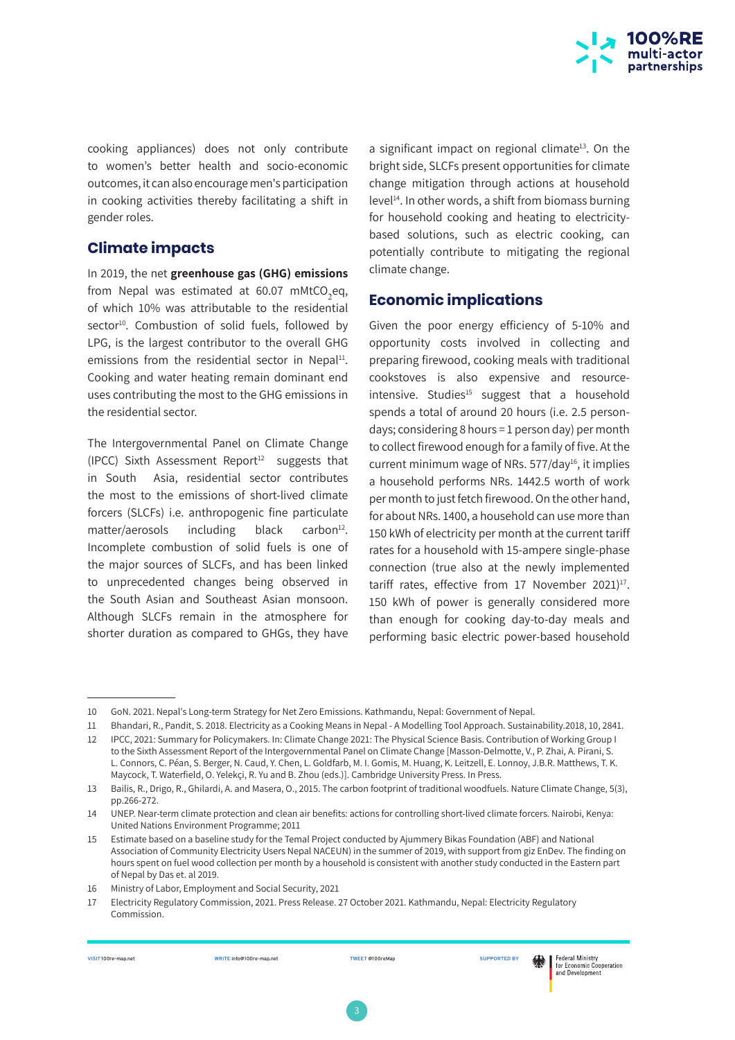cooking appliances) does not only contribute to women's better health and socio-economic outcomes, it can also encourage men's participation in cooking activities thereby facilitating a shift in gender roles.

## Climate impacts

In 2019, the net **greenhouse gas (GHG) emissions** from Nepal was estimated at 60.07 mMt$CO_2$eq, of which 10% was attributable to the residential sector[10]. Combustion of solid fuels, followed by LPG, is the largest contributor to the overall GHG emissions from the residential sector in Nepal[11]. Cooking and water heating remain dominant end uses contributing the most to the GHG emissions in the residential sector.

The Intergovernmental Panel on Climate Change (IPCC) Sixth Assessment Report[12] suggests that in South Asia, residential sector contributes the most to the emissions of short-lived climate forcers (SLCFs) i.e. anthropogenic fine particulate matter/aerosols including black carbon[12]. Incomplete combustion of solid fuels is one of the major sources of SLCFs, and has been linked to unprecedented changes being observed in the South Asian and Southeast Asian monsoon. Although SLCFs remain in the atmosphere for shorter duration as compared to GHGs, they have a significant impact on regional climate[13]. On the bright side, SLCFs present opportunities for climate change mitigation through actions at household level[14]. In other words, a shift from biomass burning for household cooking and heating to electricity-based solutions, such as electric cooking, can potentially contribute to mitigating the regional climate change.

## Economic implications

Given the poor energy efficiency of 5-10% and opportunity costs involved in collecting and preparing firewood, cooking meals with traditional cookstoves is also expensive and resource-intensive. Studies[15] suggest that a household spends a total of around 20 hours (i.e. 2.5 person-days; considering 8 hours = 1 person day) per month to collect firewood enough for a family of five. At the current minimum wage of NRs. 577/day[16], it implies a household performs NRs. 1442.5 worth of work per month to just fetch firewood. On the other hand, for about NRs. 1400, a household can use more than 150 kWh of electricity per month at the current tariff rates for a household with 15-ampere single-phase connection (true also at the newly implemented tariff rates, effective from 17 November 2021)[17]. 150 kWh of power is generally considered more than enough for cooking day-to-day meals and performing basic electric power-based household

---

10 GoN. 2021. Nepal's Long-term Strategy for Net Zero Emissions. Kathmandu, Nepal: Government of Nepal.

11 Bhandari, R., Pandit, S. 2018. Electricity as a Cooking Means in Nepal - A Modelling Tool Approach. Sustainability.2018, 10, 2841.

12 IPCC, 2021: Summary for Policymakers. In: Climate Change 2021: The Physical Science Basis. Contribution of Working Group I to the Sixth Assessment Report of the Intergovernmental Panel on Climate Change [Masson-Delmotte, V., P. Zhai, A. Pirani, S. L. Connors, C. Péan, S. Berger, N. Caud, Y. Chen, L. Goldfarb, M. I. Gomis, M. Huang, K. Leitzell, E. Lonnoy, J.B.R. Matthews, T. K. Maycock, T. Waterfield, O. Yelekçi, R. Yu and B. Zhou (eds.)]. Cambridge University Press. In Press.

13 Bailis, R., Drigo, R., Ghilardi, A. and Masera, O., 2015. The carbon footprint of traditional woodfuels. Nature Climate Change, 5(3), pp.266-272.

14 UNEP. Near-term climate protection and clean air benefits: actions for controlling short-lived climate forcers. Nairobi, Kenya: United Nations Environment Programme; 2011

15 Estimate based on a baseline study for the Temal Project conducted by Ajummery Bikas Foundation (ABF) and National Association of Community Electricity Users Nepal NACEUN) in the summer of 2019, with support from giz EnDev. The finding on hours spent on fuel wood collection per month by a household is consistent with another study conducted in the Eastern part of Nepal by Das et. al 2019.

16 Ministry of Labor, Employment and Social Security, 2021

17 Electricity Regulatory Commission, 2021. Press Release. 27 October 2021. Kathmandu, Nepal: Electricity Regulatory Commission.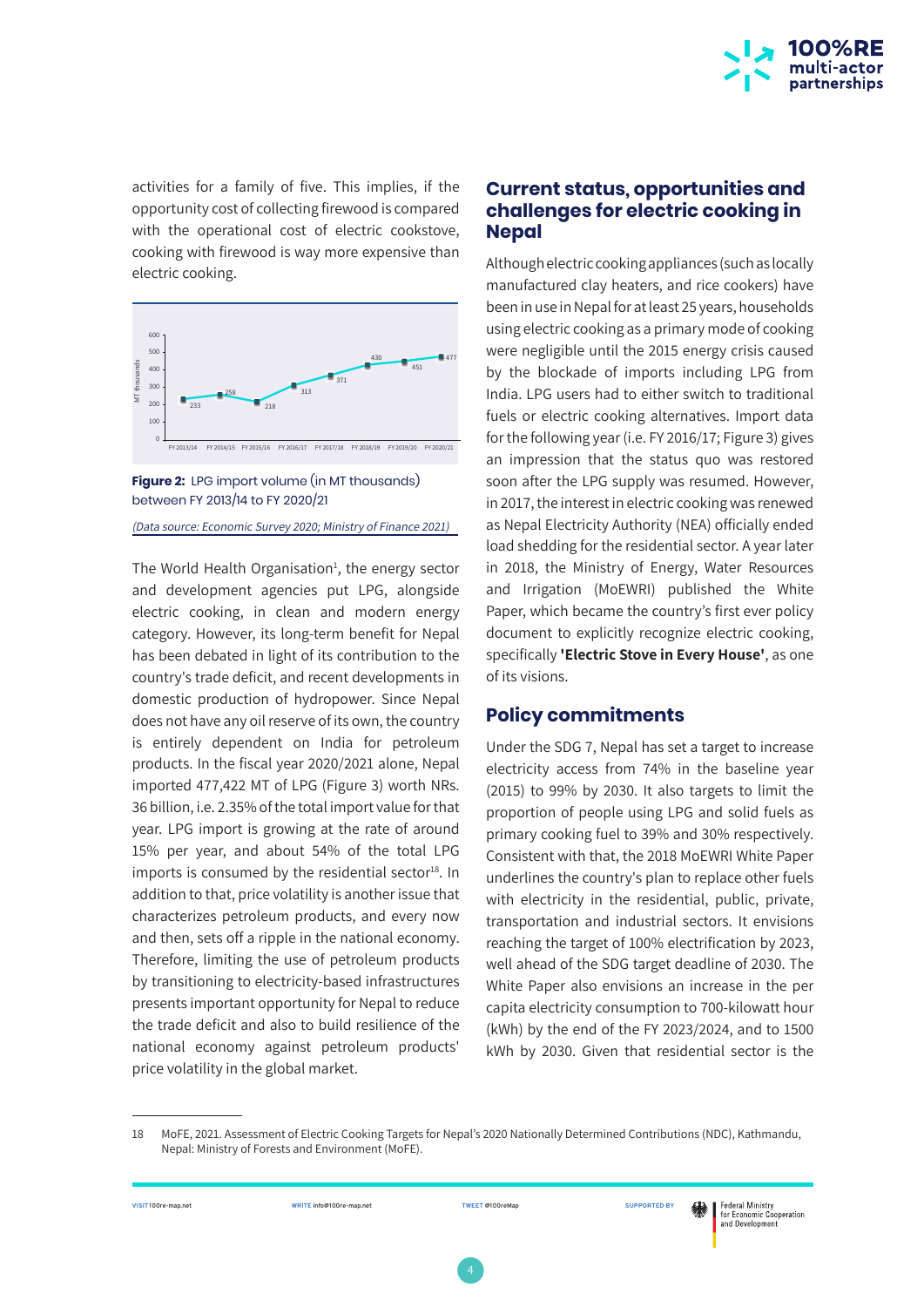activities for a family of five. This implies, if the opportunity cost of collecting firewood is compared with the operational cost of electric cookstove, cooking with firewood is way more expensive than electric cooking.

**Figure 2:** LPG import volume (in MT thousands) between FY 2013/14 to FY 2020/21

*(Data source: Economic Survey 2020; Ministry of Finance 2021)*

The World Health Organisation[1], the energy sector and development agencies put LPG, alongside electric cooking, in clean and modern energy category. However, its long-term benefit for Nepal has been debated in light of its contribution to the country's trade deficit, and recent developments in domestic production of hydropower. Since Nepal does not have any oil reserve of its own, the country is entirely dependent on India for petroleum products. In the fiscal year 2020/2021 alone, Nepal imported 477,422 MT of LPG (Figure 3) worth NRs. 36 billion, i.e. 2.35% of the total import value for that year. LPG import is growing at the rate of around 15% per year, and about 54% of the total LPG imports is consumed by the residential sector[18]. In addition to that, price volatility is another issue that characterizes petroleum products, and every now and then, sets off a ripple in the national economy. Therefore, limiting the use of petroleum products by transitioning to electricity-based infrastructures presents important opportunity for Nepal to reduce the trade deficit and also to build resilience of the national economy against petroleum products' price volatility in the global market.

## Current status, opportunities and challenges for electric cooking in Nepal

Although electric cooking appliances (such as locally manufactured clay heaters, and rice cookers) have been in use in Nepal for at least 25 years, households using electric cooking as a primary mode of cooking were negligible until the 2015 energy crisis caused by the blockade of imports including LPG from India. LPG users had to either switch to traditional fuels or electric cooking alternatives. Import data for the following year (i.e. FY 2016/17; Figure 3) gives an impression that the status quo was restored soon after the LPG supply was resumed. However, in 2017, the interest in electric cooking was renewed as Nepal Electricity Authority (NEA) officially ended load shedding for the residential sector. A year later in 2018, the Ministry of Energy, Water Resources and Irrigation (MoEWRI) published the White Paper, which became the country's first ever policy document to explicitly recognize electric cooking, specifically **'Electric Stove in Every House'**, as one of its visions.

## Policy commitments

Under the SDG 7, Nepal has set a target to increase electricity access from 74% in the baseline year (2015) to 99% by 2030. It also targets to limit the proportion of people using LPG and solid fuels as primary cooking fuel to 39% and 30% respectively. Consistent with that, the 2018 MoEWRI White Paper underlines the country's plan to replace other fuels with electricity in the residential, public, private, transportation and industrial sectors. It envisions reaching the target of 100% electrification by 2023, well ahead of the SDG target deadline of 2030. The White Paper also envisions an increase in the per capita electricity consumption to 700-kilowatt hour (kWh) by the end of the FY 2023/2024, and to 1500 kWh by 2030. Given that residential sector is the

---

18 MoFE, 2021. Assessment of Electric Cooking Targets for Nepal's 2020 Nationally Determined Contributions (NDC), Kathmandu, Nepal: Ministry of Forests and Environment (MoFE).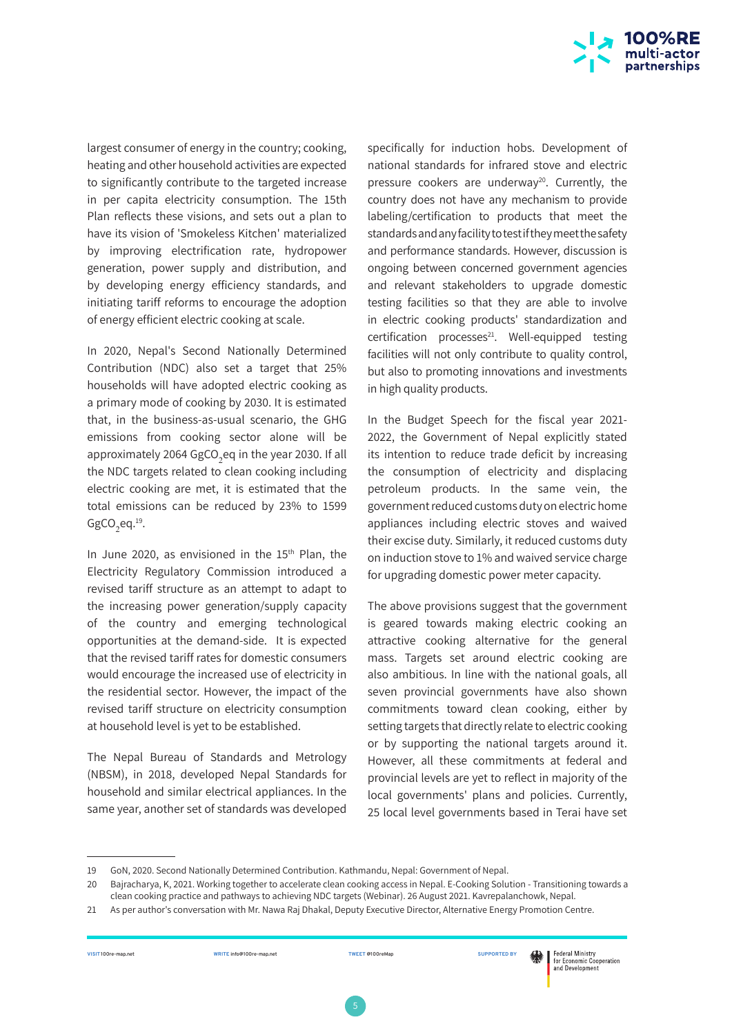largest consumer of energy in the country; cooking, heating and other household activities are expected to significantly contribute to the targeted increase in per capita electricity consumption. The 15th Plan reflects these visions, and sets out a plan to have its vision of 'Smokeless Kitchen' materialized by improving electrification rate, hydropower generation, power supply and distribution, and by developing energy efficiency standards, and initiating tariff reforms to encourage the adoption of energy efficient electric cooking at scale.

In 2020, Nepal's Second Nationally Determined Contribution (NDC) also set a target that 25% households will have adopted electric cooking as a primary mode of cooking by 2030. It is estimated that, in the business-as-usual scenario, the GHG emissions from cooking sector alone will be approximately 2064 $GgCO_2eq$ in the year 2030. If all the NDC targets related to clean cooking including electric cooking are met, it is estimated that the total emissions can be reduced by 23% to 1599 $GgCO_2eq$.[19]

In June 2020, as envisioned in the 15th Plan, the Electricity Regulatory Commission introduced a revised tariff structure as an attempt to adapt to the increasing power generation/supply capacity of the country and emerging technological opportunities at the demand-side. It is expected that the revised tariff rates for domestic consumers would encourage the increased use of electricity in the residential sector. However, the impact of the revised tariff structure on electricity consumption at household level is yet to be established.

The Nepal Bureau of Standards and Metrology (NBSM), in 2018, developed Nepal Standards for household and similar electrical appliances. In the same year, another set of standards was developed specifically for induction hobs. Development of national standards for infrared stove and electric pressure cookers are underway[20]. Currently, the country does not have any mechanism to provide labeling/certification to products that meet the standards and any facility to test if they meet the safety and performance standards. However, discussion is ongoing between concerned government agencies and relevant stakeholders to upgrade domestic testing facilities so that they are able to involve in electric cooking products' standardization and certification processes[21]. Well-equipped testing facilities will not only contribute to quality control, but also to promoting innovations and investments in high quality products.

In the Budget Speech for the fiscal year 2021-2022, the Government of Nepal explicitly stated its intention to reduce trade deficit by increasing the consumption of electricity and displacing petroleum products. In the same vein, the government reduced customs duty on electric home appliances including electric stoves and waived their excise duty. Similarly, it reduced customs duty on induction stove to 1% and waived service charge for upgrading domestic power meter capacity.

The above provisions suggest that the government is geared towards making electric cooking an attractive cooking alternative for the general mass. Targets set around electric cooking are also ambitious. In line with the national goals, all seven provincial governments have also shown commitments toward clean cooking, either by setting targets that directly relate to electric cooking or by supporting the national targets around it. However, all these commitments at federal and provincial levels are yet to reflect in majority of the local governments' plans and policies. Currently, 25 local level governments based in Terai have set

---

19 GoN, 2020. Second Nationally Determined Contribution. Kathmandu, Nepal: Government of Nepal.

20 Bajracharya, K, 2021. Working together to accelerate clean cooking access in Nepal. E-Cooking Solution - Transitioning towards a clean cooking practice and pathways to achieving NDC targets (Webinar). 26 August 2021. Kavrepalanchowk, Nepal.

21 As per author's conversation with Mr. Nawa Raj Dhakal, Deputy Executive Director, Alternative Energy Promotion Centre.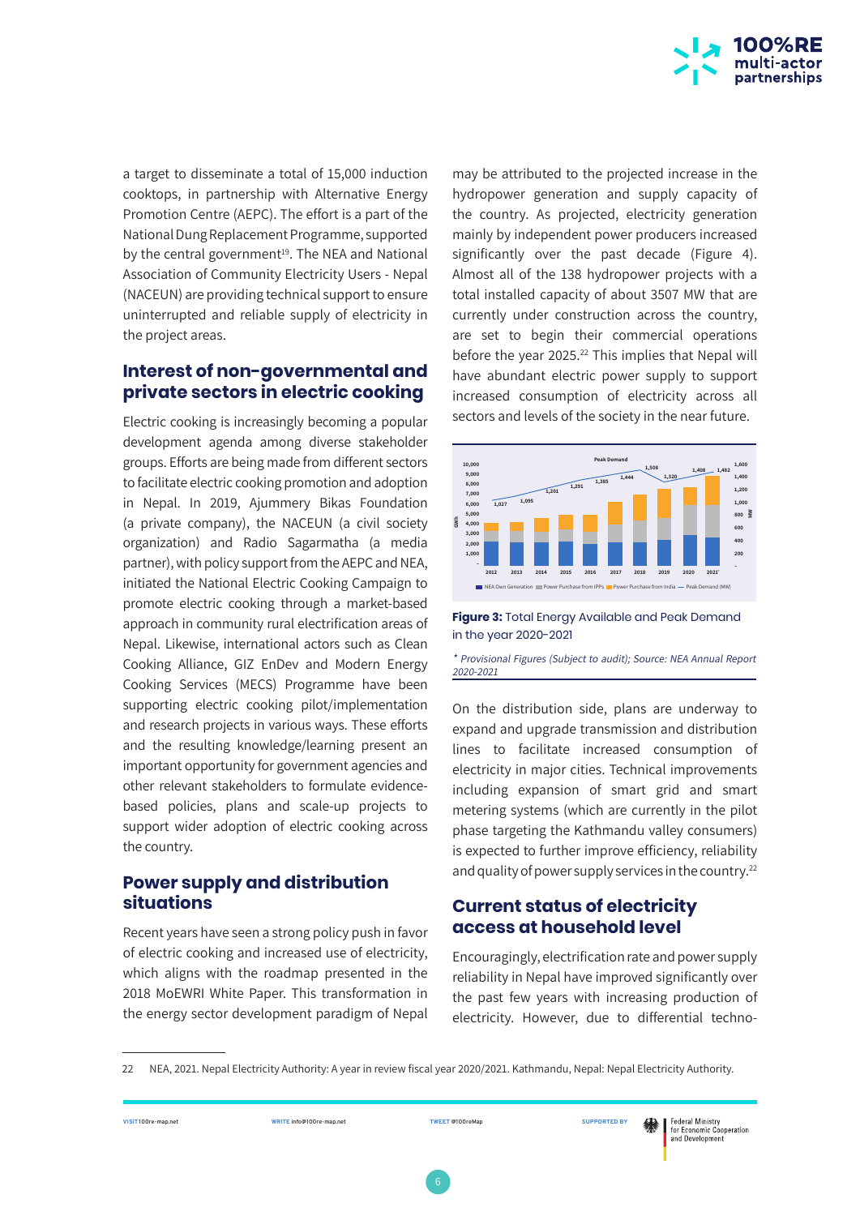a target to disseminate a total of 15,000 induction cooktops, in partnership with Alternative Energy Promotion Centre (AEPC). The effort is a part of the National Dung Replacement Programme, supported by the central government[19]. The NEA and National Association of Community Electricity Users - Nepal (NACEUN) are providing technical support to ensure uninterrupted and reliable supply of electricity in the project areas.

## Interest of non-governmental and private sectors in electric cooking

Electric cooking is increasingly becoming a popular development agenda among diverse stakeholder groups. Efforts are being made from different sectors to facilitate electric cooking promotion and adoption in Nepal. In 2019, Ajummery Bikas Foundation (a private company), the NACEUN (a civil society organization) and Radio Sagarmatha (a media partner), with policy support from the AEPC and NEA, initiated the National Electric Cooking Campaign to promote electric cooking through a market-based approach in community rural electrification areas of Nepal. Likewise, international actors such as Clean Cooking Alliance, GIZ EnDev and Modern Energy Cooking Services (MECS) Programme have been supporting electric cooking pilot/implementation and research projects in various ways. These efforts and the resulting knowledge/learning present an important opportunity for government agencies and other relevant stakeholders to formulate evidence-based policies, plans and scale-up projects to support wider adoption of electric cooking across the country.

## Power supply and distribution situations

Recent years have seen a strong policy push in favor of electric cooking and increased use of electricity, which aligns with the roadmap presented in the 2018 MoEWRI White Paper. This transformation in the energy sector development paradigm of Nepal may be attributed to the projected increase in the hydropower generation and supply capacity of the country. As projected, electricity generation mainly by independent power producers increased significantly over the past decade (Figure 4). Almost all of the 138 hydropower projects with a total installed capacity of about 3507 MW that are currently under construction across the country, are set to begin their commercial operations before the year 2025.[22] This implies that Nepal will have abundant electric power supply to support increased consumption of electricity across all sectors and levels of the society in the near future.

**Figure 3:** Total Energy Available and Peak Demand in the year 2020-2021

*\* Provisional Figures (Subject to audit); Source: NEA Annual Report 2020-2021*

On the distribution side, plans are underway to expand and upgrade transmission and distribution lines to facilitate increased consumption of electricity in major cities. Technical improvements including expansion of smart grid and smart metering systems (which are currently in the pilot phase targeting the Kathmandu valley consumers) is expected to further improve efficiency, reliability and quality of power supply services in the country.[22]

## Current status of electricity access at household level

Encouragingly, electrification rate and power supply reliability in Nepal have improved significantly over the past few years with increasing production of electricity. However, due to differential techno-

---

22 NEA, 2021. Nepal Electricity Authority: A year in review fiscal year 2020/2021. Kathmandu, Nepal: Nepal Electricity Authority.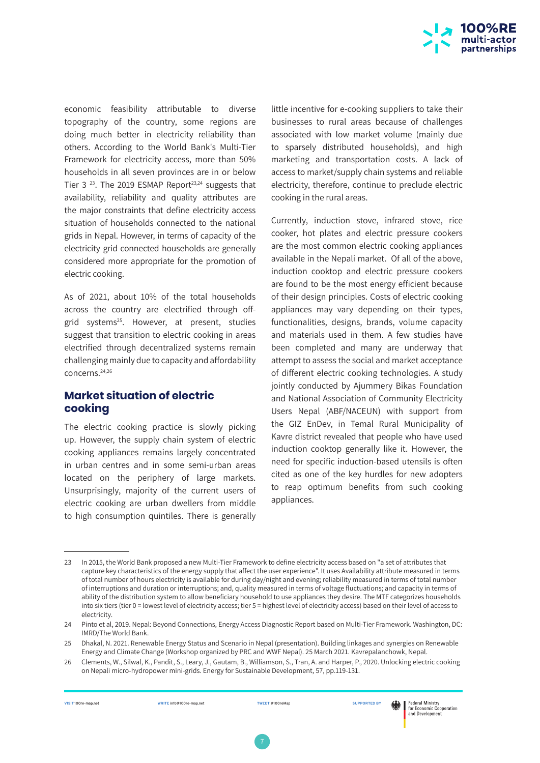economic feasibility attributable to diverse topography of the country, some regions are doing much better in electricity reliability than others. According to the World Bank's Multi-Tier Framework for electricity access, more than 50% households in all seven provinces are in or below Tier 3 [23]. The 2019 ESMAP Report[23,24] suggests that availability, reliability and quality attributes are the major constraints that define electricity access situation of households connected to the national grids in Nepal. However, in terms of capacity of the electricity grid connected households are generally considered more appropriate for the promotion of electric cooking.

As of 2021, about 10% of the total households across the country are electrified through off-grid systems[25]. However, at present, studies suggest that transition to electric cooking in areas electrified through decentralized systems remain challenging mainly due to capacity and affordability concerns.[24,26]

## Market situation of electric cooking

The electric cooking practice is slowly picking up. However, the supply chain system of electric cooking appliances remains largely concentrated in urban centres and in some semi-urban areas located on the periphery of large markets. Unsurprisingly, majority of the current users of electric cooking are urban dwellers from middle to high consumption quintiles. There is generally little incentive for e-cooking suppliers to take their businesses to rural areas because of challenges associated with low market volume (mainly due to sparsely distributed households), and high marketing and transportation costs. A lack of access to market/supply chain systems and reliable electricity, therefore, continue to preclude electric cooking in the rural areas.

Currently, induction stove, infrared stove, rice cooker, hot plates and electric pressure cookers are the most common electric cooking appliances available in the Nepali market. Of all of the above, induction cooktop and electric pressure cookers are found to be the most energy efficient because of their design principles. Costs of electric cooking appliances may vary depending on their types, functionalities, designs, brands, volume capacity and materials used in them. A few studies have been completed and many are underway that attempt to assess the social and market acceptance of different electric cooking technologies. A study jointly conducted by Ajummery Bikas Foundation and National Association of Community Electricity Users Nepal (ABF/NACEUN) with support from the GIZ EnDev, in Temal Rural Municipality of Kavre district revealed that people who have used induction cooktop generally like it. However, the need for specific induction-based utensils is often cited as one of the key hurdles for new adopters to reap optimum benefits from such cooking appliances.

---

23 In 2015, the World Bank proposed a new Multi-Tier Framework to define electricity access based on "a set of attributes that capture key characteristics of the energy supply that affect the user experience". It uses Availability attribute measured in terms of total number of hours electricity is available for during day/night and evening; reliability measured in terms of total number of interruptions and duration or interruptions; and, quality measured in terms of voltage fluctuations; and capacity in terms of ability of the distribution system to allow beneficiary household to use appliances they desire. The MTF categorizes households into six tiers (tier 0 = lowest level of electricity access; tier 5 = highest level of electricity access) based on their level of access to electricity.

24 Pinto et al, 2019. Nepal: Beyond Connections, Energy Access Diagnostic Report based on Multi-Tier Framework. Washington, DC: IMRD/The World Bank.

25 Dhakal, N. 2021. Renewable Energy Status and Scenario in Nepal (presentation). Building linkages and synergies on Renewable Energy and Climate Change (Workshop organized by PRC and WWF Nepal). 25 March 2021. Kavrepalanchowk, Nepal.

26 Clements, W., Silwal, K., Pandit, S., Leary, J., Gautam, B., Williamson, S., Tran, A. and Harper, P., 2020. Unlocking electric cooking on Nepali micro-hydropower mini-grids. Energy for Sustainable Development, 57, pp.119-131.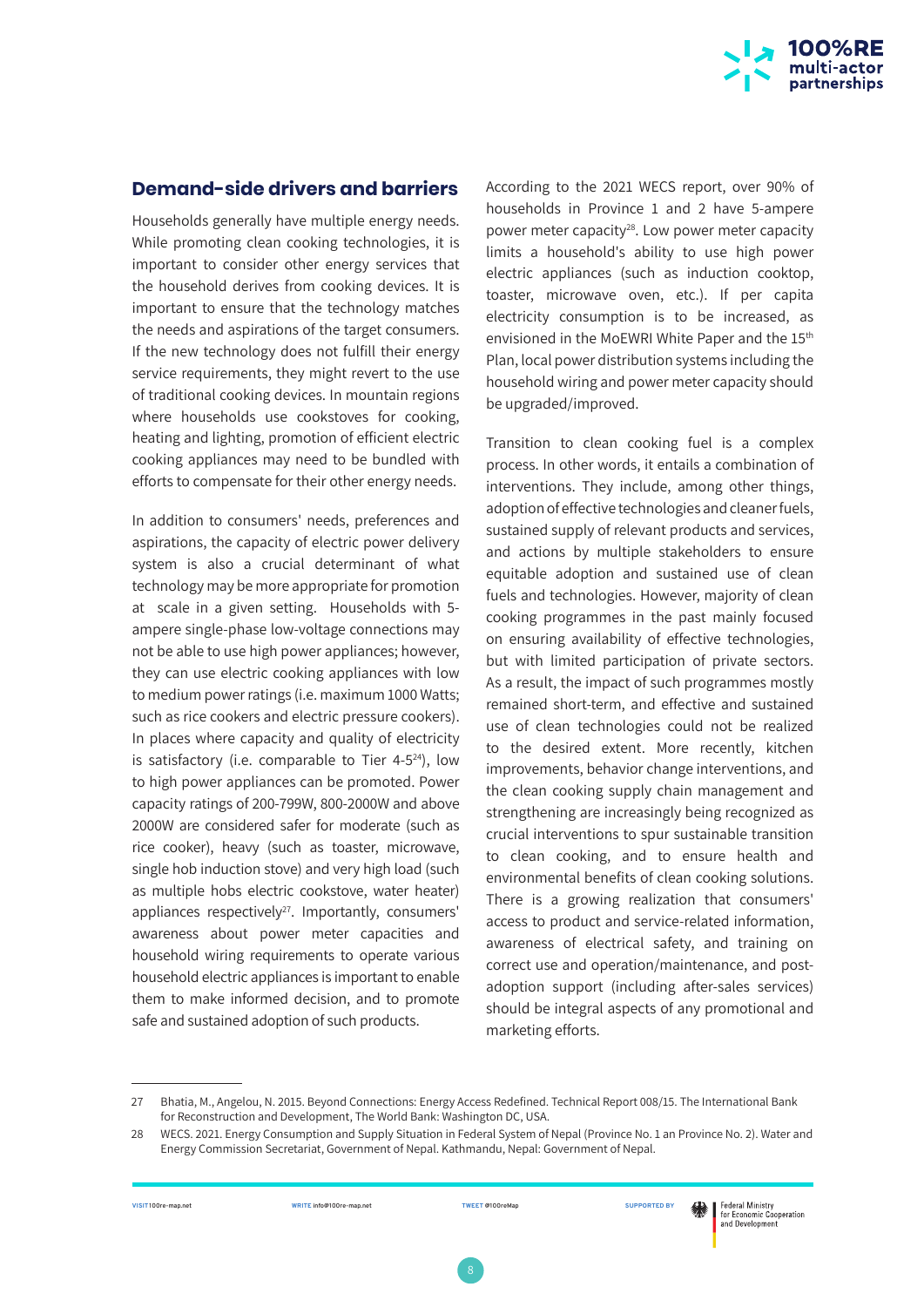## Demand-side drivers and barriers

Households generally have multiple energy needs. While promoting clean cooking technologies, it is important to consider other energy services that the household derives from cooking devices. It is important to ensure that the technology matches the needs and aspirations of the target consumers. If the new technology does not fulfill their energy service requirements, they might revert to the use of traditional cooking devices. In mountain regions where households use cookstoves for cooking, heating and lighting, promotion of efficient electric cooking appliances may need to be bundled with efforts to compensate for their other energy needs.

In addition to consumers' needs, preferences and aspirations, the capacity of electric power delivery system is also a crucial determinant of what technology may be more appropriate for promotion at scale in a given setting. Households with 5-ampere single-phase low-voltage connections may not be able to use high power appliances; however, they can use electric cooking appliances with low to medium power ratings (i.e. maximum 1000 Watts; such as rice cookers and electric pressure cookers). In places where capacity and quality of electricity is satisfactory (i.e. comparable to Tier 4-5[24]), low to high power appliances can be promoted. Power capacity ratings of 200-799W, 800-2000W and above 2000W are considered safer for moderate (such as rice cooker), heavy (such as toaster, microwave, single hob induction stove) and very high load (such as multiple hobs electric cookstove, water heater) appliances respectively[27]. Importantly, consumers' awareness about power meter capacities and household wiring requirements to operate various household electric appliances is important to enable them to make informed decision, and to promote safe and sustained adoption of such products.

According to the 2021 WECS report, over 90% of households in Province 1 and 2 have 5-ampere power meter capacity[28]. Low power meter capacity limits a household's ability to use high power electric appliances (such as induction cooktop, toaster, microwave oven, etc.). If per capita electricity consumption is to be increased, as envisioned in the MoEWRI White Paper and the 15th Plan, local power distribution systems including the household wiring and power meter capacity should be upgraded/improved.

Transition to clean cooking fuel is a complex process. In other words, it entails a combination of interventions. They include, among other things, adoption of effective technologies and cleaner fuels, sustained supply of relevant products and services, and actions by multiple stakeholders to ensure equitable adoption and sustained use of clean fuels and technologies. However, majority of clean cooking programmes in the past mainly focused on ensuring availability of effective technologies, but with limited participation of private sectors. As a result, the impact of such programmes mostly remained short-term, and effective and sustained use of clean technologies could not be realized to the desired extent. More recently, kitchen improvements, behavior change interventions, and the clean cooking supply chain management and strengthening are increasingly being recognized as crucial interventions to spur sustainable transition to clean cooking, and to ensure health and environmental benefits of clean cooking solutions. There is a growing realization that consumers' access to product and service-related information, awareness of electrical safety, and training on correct use and operation/maintenance, and post-adoption support (including after-sales services) should be integral aspects of any promotional and marketing efforts.

---

27 Bhatia, M., Angelou, N. 2015. Beyond Connections: Energy Access Redefined. Technical Report 008/15. The International Bank for Reconstruction and Development, The World Bank: Washington DC, USA.

28 WECS. 2021. Energy Consumption and Supply Situation in Federal System of Nepal (Province No. 1 an Province No. 2). Water and Energy Commission Secretariat, Government of Nepal. Kathmandu, Nepal: Government of Nepal.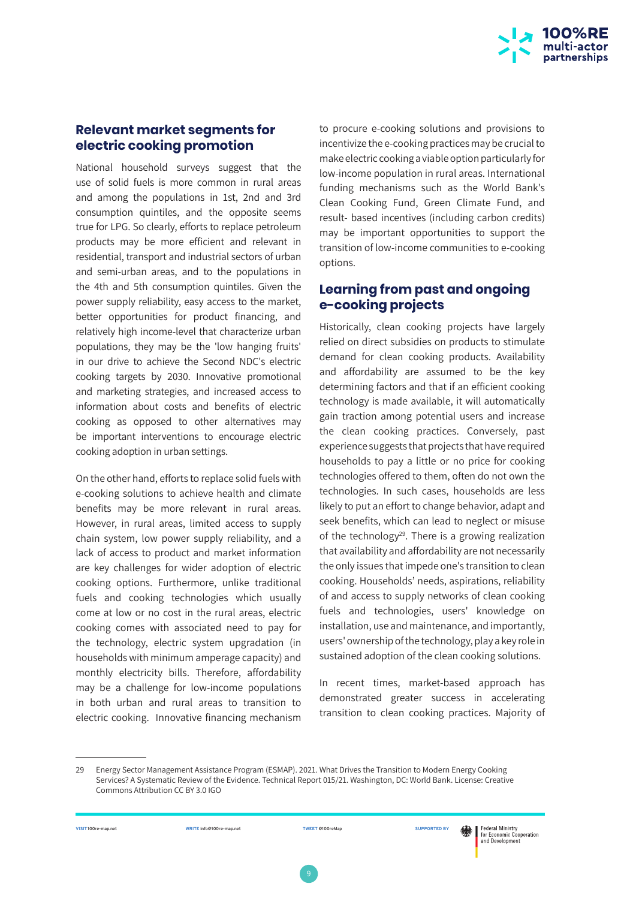## Relevant market segments for electric cooking promotion

National household surveys suggest that the use of solid fuels is more common in rural areas and among the populations in 1st, 2nd and 3rd consumption quintiles, and the opposite seems true for LPG. So clearly, efforts to replace petroleum products may be more efficient and relevant in residential, transport and industrial sectors of urban and semi-urban areas, and to the populations in the 4th and 5th consumption quintiles. Given the power supply reliability, easy access to the market, better opportunities for product financing, and relatively high income-level that characterize urban populations, they may be the 'low hanging fruits' in our drive to achieve the Second NDC's electric cooking targets by 2030. Innovative promotional and marketing strategies, and increased access to information about costs and benefits of electric cooking as opposed to other alternatives may be important interventions to encourage electric cooking adoption in urban settings.

On the other hand, efforts to replace solid fuels with e-cooking solutions to achieve health and climate benefits may be more relevant in rural areas. However, in rural areas, limited access to supply chain system, low power supply reliability, and a lack of access to product and market information are key challenges for wider adoption of electric cooking options. Furthermore, unlike traditional fuels and cooking technologies which usually come at low or no cost in the rural areas, electric cooking comes with associated need to pay for the technology, electric system upgradation (in households with minimum amperage capacity) and monthly electricity bills. Therefore, affordability may be a challenge for low-income populations in both urban and rural areas to transition to electric cooking. Innovative financing mechanism to procure e-cooking solutions and provisions to incentivize the e-cooking practices may be crucial to make electric cooking a viable option particularly for low-income population in rural areas. International funding mechanisms such as the World Bank's Clean Cooking Fund, Green Climate Fund, and result- based incentives (including carbon credits) may be important opportunities to support the transition of low-income communities to e-cooking options.

## Learning from past and ongoing e-cooking projects

Historically, clean cooking projects have largely relied on direct subsidies on products to stimulate demand for clean cooking products. Availability and affordability are assumed to be the key determining factors and that if an efficient cooking technology is made available, it will automatically gain traction among potential users and increase the clean cooking practices. Conversely, past experience suggests that projects that have required households to pay a little or no price for cooking technologies offered to them, often do not own the technologies. In such cases, households are less likely to put an effort to change behavior, adapt and seek benefits, which can lead to neglect or misuse of the technology[29]. There is a growing realization that availability and affordability are not necessarily the only issues that impede one's transition to clean cooking. Households' needs, aspirations, reliability of and access to supply networks of clean cooking fuels and technologies, users' knowledge on installation, use and maintenance, and importantly, users' ownership of the technology, play a key role in sustained adoption of the clean cooking solutions.

In recent times, market-based approach has demonstrated greater success in accelerating transition to clean cooking practices. Majority of

---

29 Energy Sector Management Assistance Program (ESMAP). 2021. What Drives the Transition to Modern Energy Cooking Services? A Systematic Review of the Evidence. Technical Report 015/21. Washington, DC: World Bank. License: Creative Commons Attribution CC BY 3.0 IGO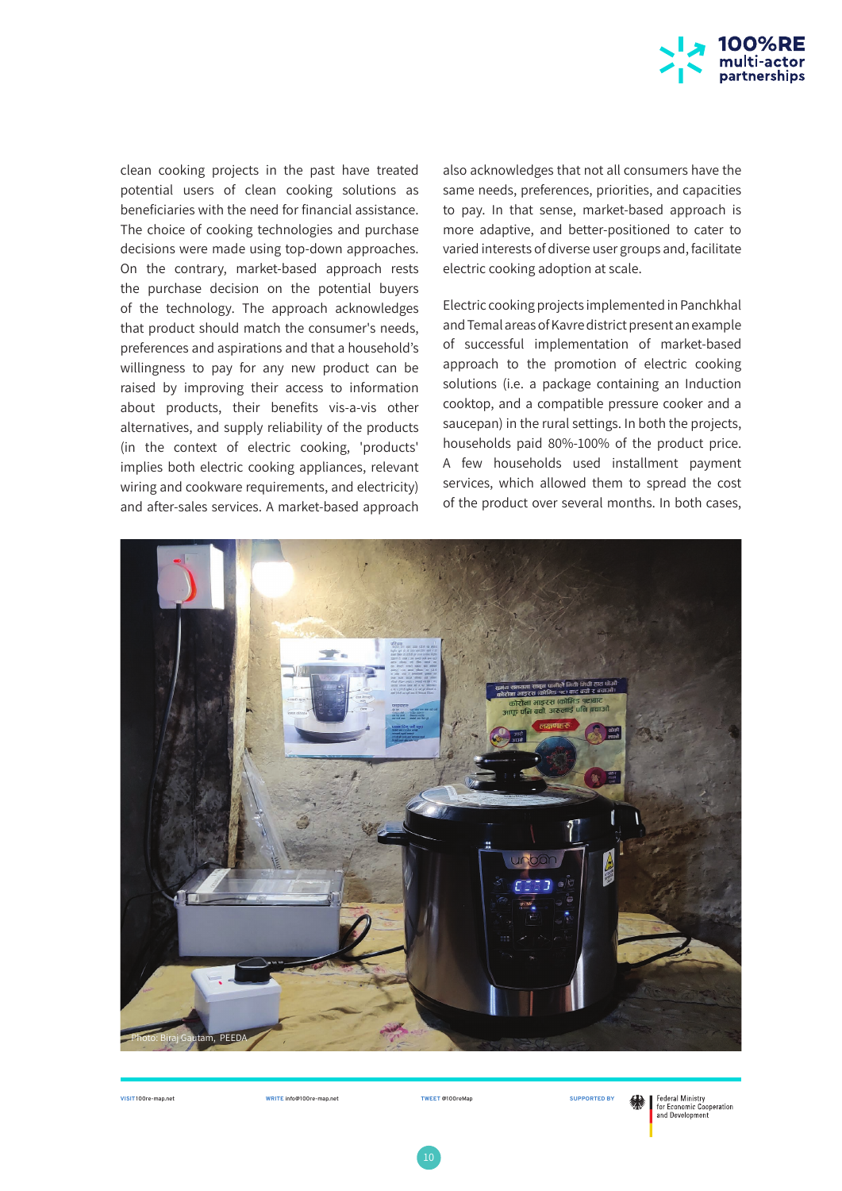clean cooking projects in the past have treated potential users of clean cooking solutions as beneficiaries with the need for financial assistance. The choice of cooking technologies and purchase decisions were made using top-down approaches. On the contrary, market-based approach rests the purchase decision on the potential buyers of the technology. The approach acknowledges that product should match the consumer's needs, preferences and aspirations and that a household's willingness to pay for any new product can be raised by improving their access to information about products, their benefits vis-a-vis other alternatives, and supply reliability of the products (in the context of electric cooking, 'products' implies both electric cooking appliances, relevant wiring and cookware requirements, and electricity) and after-sales services. A market-based approach also acknowledges that not all consumers have the same needs, preferences, priorities, and capacities to pay. In that sense, market-based approach is more adaptive, and better-positioned to cater to varied interests of diverse user groups and, facilitate electric cooking adoption at scale.

Electric cooking projects implemented in Panchkhal and Temal areas of Kavre district present an example of successful implementation of market-based approach to the promotion of electric cooking solutions (i.e. a package containing an Induction cooktop, and a compatible pressure cooker and a saucepan) in the rural settings. In both the projects, households paid 80%-100% of the product price. A few households used installment payment services, which allowed them to spread the cost of the product over several months. In both cases,

Photo: Biraj Gautam, PEEDA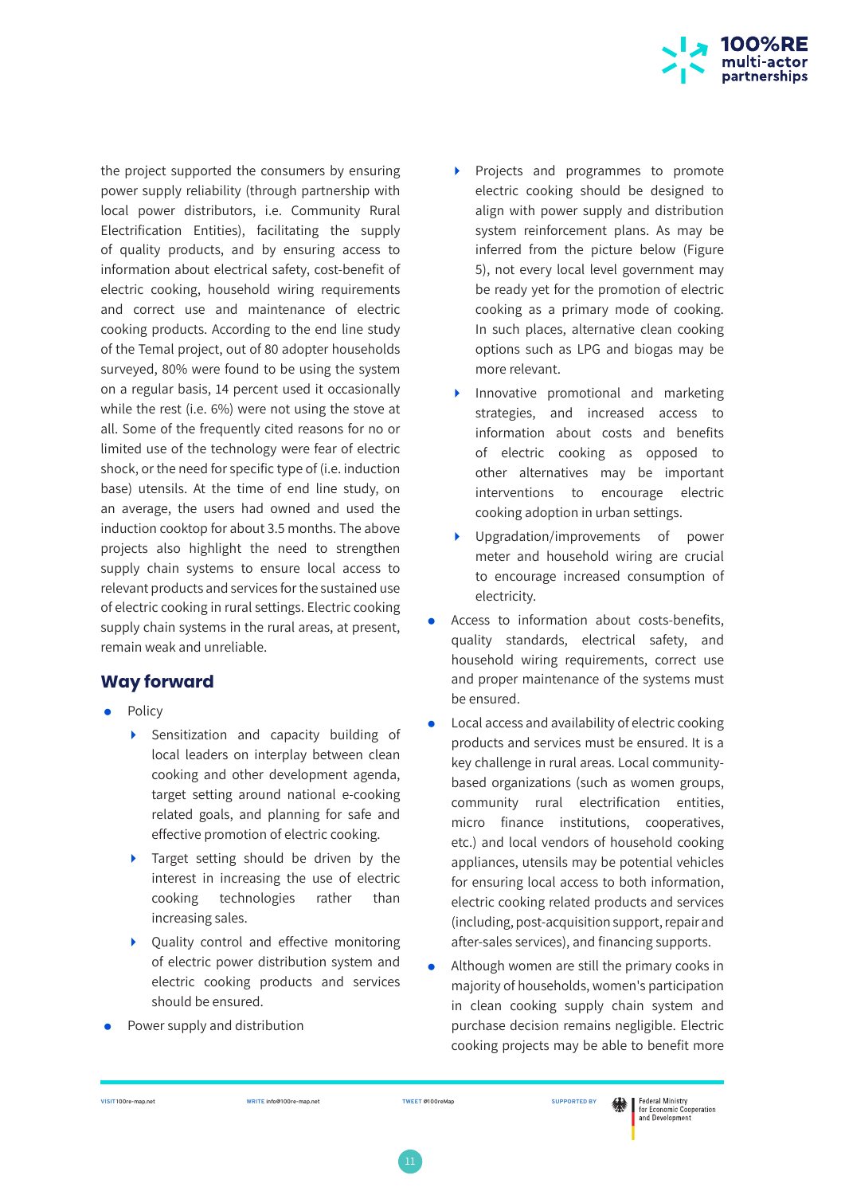the project supported the consumers by ensuring power supply reliability (through partnership with local power distributors, i.e. Community Rural Electrification Entities), facilitating the supply of quality products, and by ensuring access to information about electrical safety, cost-benefit of electric cooking, household wiring requirements and correct use and maintenance of electric cooking products. According to the end line study of the Temal project, out of 80 adopter households surveyed, 80% were found to be using the system on a regular basis, 14 percent used it occasionally while the rest (i.e. 6%) were not using the stove at all. Some of the frequently cited reasons for no or limited use of the technology were fear of electric shock, or the need for specific type of (i.e. induction base) utensils. At the time of end line study, on an average, the users had owned and used the induction cooktop for about 3.5 months. The above projects also highlight the need to strengthen supply chain systems to ensure local access to relevant products and services for the sustained use of electric cooking in rural settings. Electric cooking supply chain systems in the rural areas, at present, remain weak and unreliable.

## Way forward

- Policy
  - Sensitization and capacity building of local leaders on interplay between clean cooking and other development agenda, target setting around national e-cooking related goals, and planning for safe and effective promotion of electric cooking.
  - Target setting should be driven by the interest in increasing the use of electric cooking technologies rather than increasing sales.
  - Quality control and effective monitoring of electric power distribution system and electric cooking products and services should be ensured.
- Power supply and distribution
  - Projects and programmes to promote electric cooking should be designed to align with power supply and distribution system reinforcement plans. As may be inferred from the picture below (Figure 5), not every local level government may be ready yet for the promotion of electric cooking as a primary mode of cooking. In such places, alternative clean cooking options such as LPG and biogas may be more relevant.
  - Innovative promotional and marketing strategies, and increased access to information about costs and benefits of electric cooking as opposed to other alternatives may be important interventions to encourage electric cooking adoption in urban settings.
  - Upgradation/improvements of power meter and household wiring are crucial to encourage increased consumption of electricity.
- Access to information about costs-benefits, quality standards, electrical safety, and household wiring requirements, correct use and proper maintenance of the systems must be ensured.
- Local access and availability of electric cooking products and services must be ensured. It is a key challenge in rural areas. Local community-based organizations (such as women groups, community rural electrification entities, micro finance institutions, cooperatives, etc.) and local vendors of household cooking appliances, utensils may be potential vehicles for ensuring local access to both information, electric cooking related products and services (including, post-acquisition support, repair and after-sales services), and financing supports.
- Although women are still the primary cooks in majority of households, women's participation in clean cooking supply chain system and purchase decision remains negligible. Electric cooking projects may be able to benefit more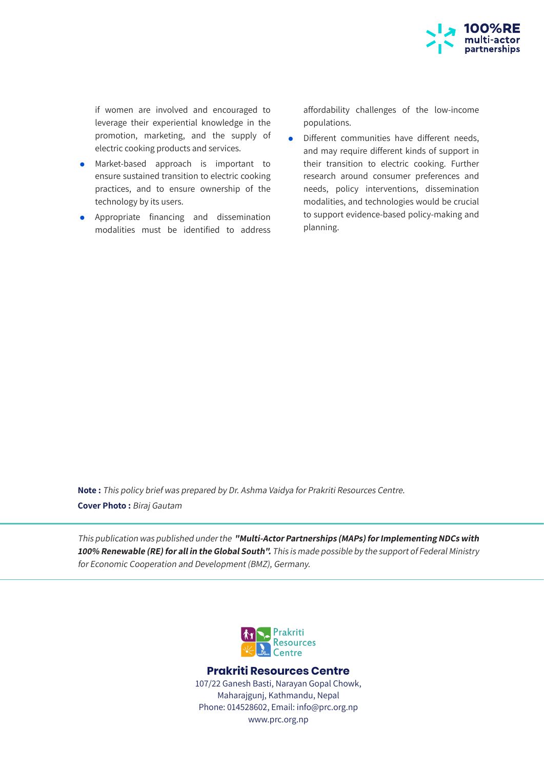if women are involved and encouraged to leverage their experiential knowledge in the promotion, marketing, and the supply of electric cooking products and services.

- Market-based approach is important to ensure sustained transition to electric cooking practices, and to ensure ownership of the technology by its users.
- Appropriate financing and dissemination modalities must be identified to address affordability challenges of the low-income populations.
- Different communities have different needs, and may require different kinds of support in their transition to electric cooking. Further research around consumer preferences and needs, policy interventions, dissemination modalities, and technologies would be crucial to support evidence-based policy-making and planning.

**Note :** *This policy brief was prepared by Dr. Ashma Vaidya for Prakriti Resources Centre.*

**Cover Photo :** *Biraj Gautam*

*This publication was published under the* ***"Multi-Actor Partnerships (MAPs) for Implementing NDCs with 100% Renewable (RE) for all in the Global South".*** *This is made possible by the support of Federal Ministry for Economic Cooperation and Development (BMZ), Germany.*

**Prakriti Resources Centre**

107/22 Ganesh Basti, Narayan Gopal Chowk,
Maharajgunj, Kathmandu, Nepal
Phone: 014528602, Email: info@prc.org.np
www.prc.org.np